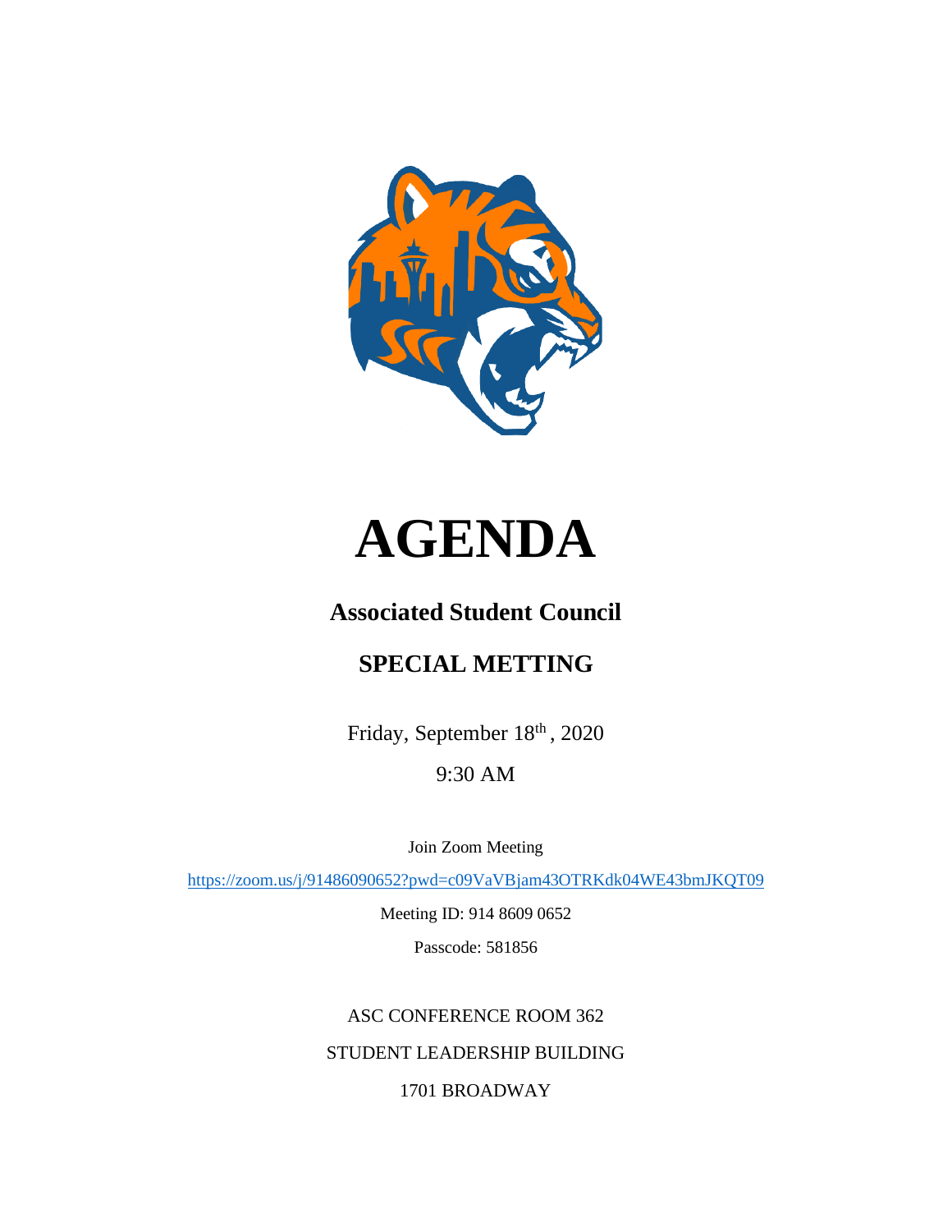# AGENDA

## Associated Student Council

## SPECIAL METTING

Friday, September 18th, 2020

9:30 AM

Join Zoom Meeting

https://zoom.us/j/91486090652?pwd=c09VaVBjam43OTRKdk04WE43bmJKQT09

Meeting ID: 914 8609 0652

Passcode: 581856

ASC CONFERENCE ROOM 362

STUDENT LEADERSHIP BUILDING

1701 BROADWAY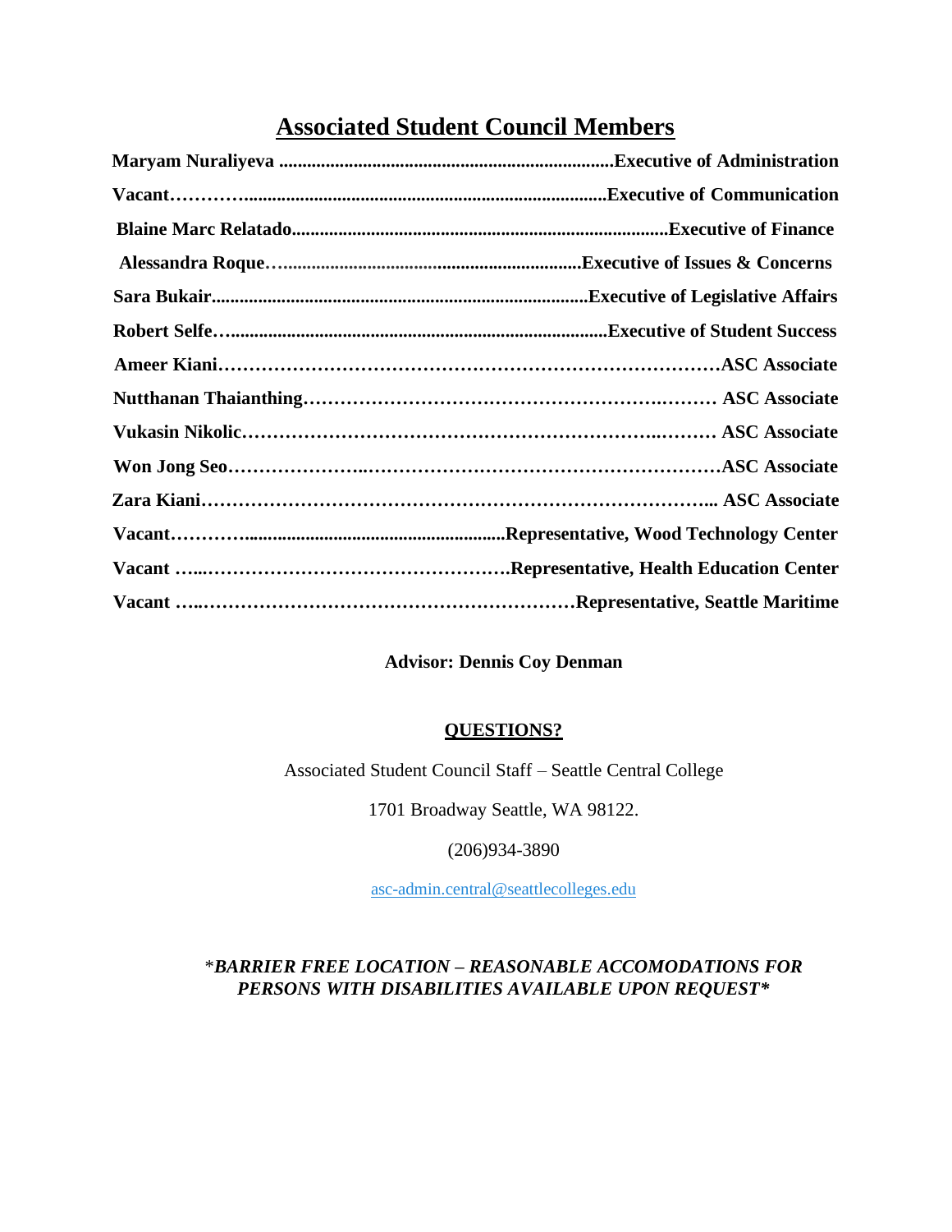## Associated Student Council Members

**Maryam Nuraliyeva ........................................................................Executive of Administration**

**Vacant………..............................................................................Executive of Communication**

**Blaine Marc Relatado.................................................................................Executive of Finance**

**Alessandra Roque…................................................................Executive of Issues & Concerns**

**Sara Bukair..................................................................................Executive of Legislative Affairs**

**Robert Selfe….................................................................................Executive of Student Success**

**Ameer Kiani…………………………………………………………………ASC Associate**

**Nutthanan Thaianthing……………………………………………………..……… ASC Associate**

**Vukasin Nikolic…………………………………………………………..……… ASC Associate**

**Won Jong Seo…………………..………………………………………………ASC Associate**

**Zara Kiani…………………………………………………………………... ASC Associate**

**Vacant………........................................................Representative, Wood Technology Center**

**Vacant …..………………………………………….Representative, Health Education Center**

**Vacant …..……………………………………………………Representative, Seattle Maritime**

**Advisor: Dennis Coy Denman**

**QUESTIONS?**

Associated Student Council Staff – Seattle Central College

1701 Broadway Seattle, WA 98122.

(206)934-3890

asc-admin.central@seattlecolleges.edu

*BARRIER FREE LOCATION – REASONABLE ACCOMODATIONS FOR PERSONS WITH DISABILITIES AVAILABLE UPON REQUEST*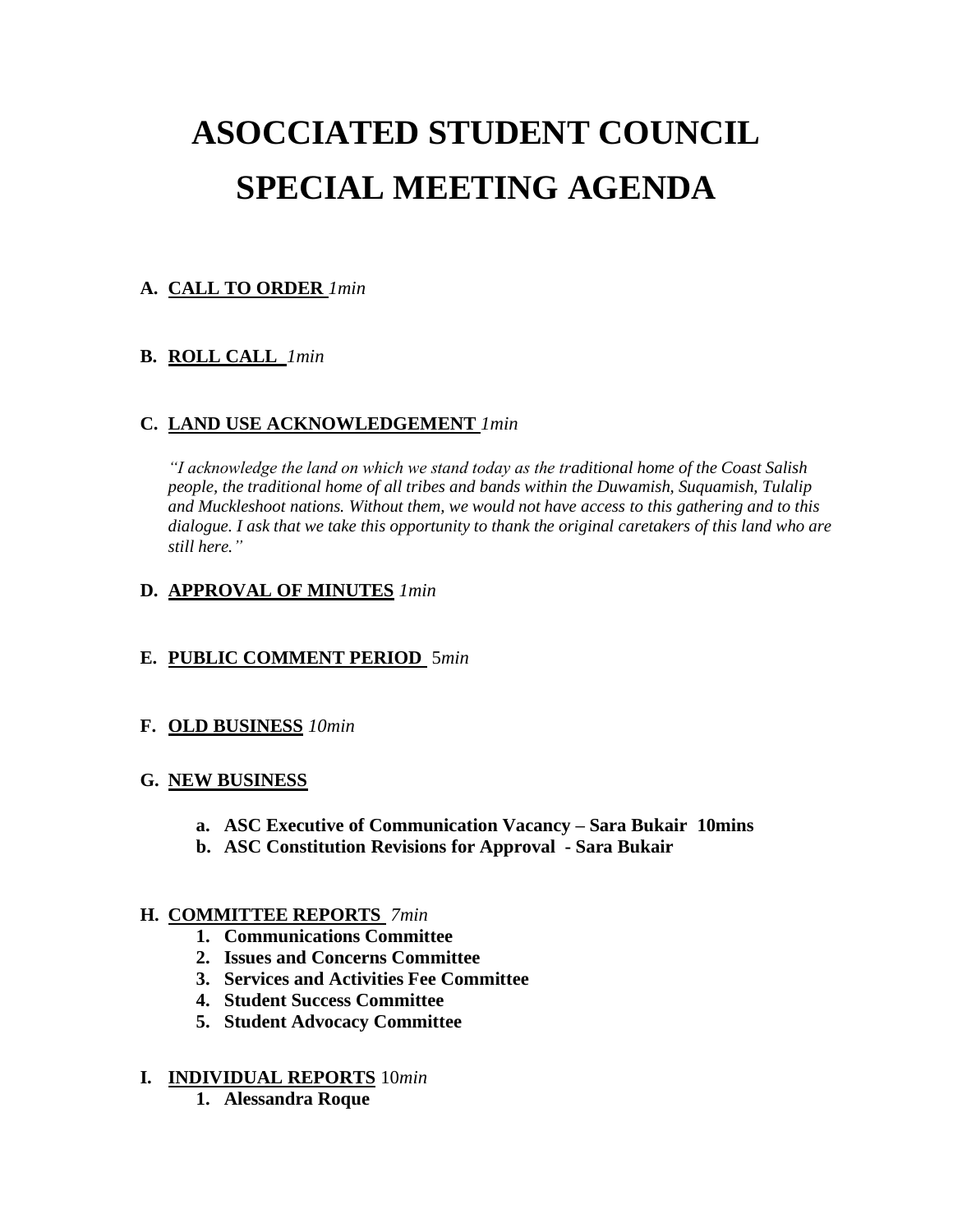# ASOCCIATED STUDENT COUNCIL SPECIAL MEETING AGENDA

**A. <u>CALL TO ORDER</u>** *1min*

**B. <u>ROLL CALL</u>** *1min*

**C. <u>LAND USE ACKNOWLEDGEMENT</u>** *1min*

> *"I acknowledge the land on which we stand today as the traditional home of the Coast Salish people, the traditional home of all tribes and bands within the Duwamish, Suquamish, Tulalip and Muckleshoot nations. Without them, we would not have access to this gathering and to this dialogue. I ask that we take this opportunity to thank the original caretakers of this land who are still here."*

**D. <u>APPROVAL OF MINUTES</u>** *1min*

**E. <u>PUBLIC COMMENT PERIOD</u>** 5*min*

**F. <u>OLD BUSINESS</u>** *10min*

**G. <u>NEW BUSINESS</u>**

- **a. ASC Executive of Communication Vacancy – Sara Bukair 10mins**
- **b. ASC Constitution Revisions for Approval - Sara Bukair**

**H. <u>COMMITTEE REPORTS</u>** *7min*

1. **Communications Committee**
2. **Issues and Concerns Committee**
3. **Services and Activities Fee Committee**
4. **Student Success Committee**
5. **Student Advocacy Committee**

**I. <u>INDIVIDUAL REPORTS</u>** 10*min*

1. **Alessandra Roque**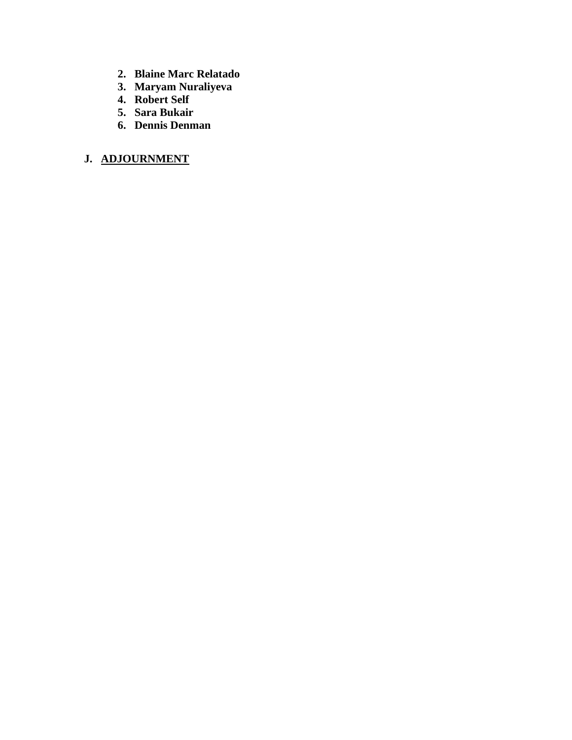2. **Blaine Marc Relatado**
3. **Maryam Nuraliyeva**
4. **Robert Self**
5. **Sara Bukair**
6. **Dennis Denman**

## J. ADJOURNMENT